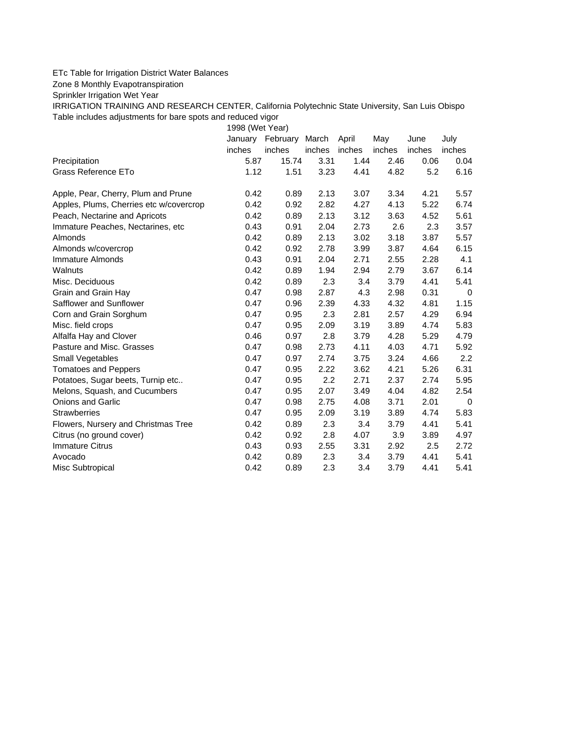ETc Table for Irrigation District Water Balances

Zone 8 Monthly Evapotranspiration

Sprinkler Irrigation Wet Year

IRRIGATION TRAINING AND RESEARCH CENTER, California Polytechnic State University, San Luis Obispo

Table includes adjustments for bare spots and reduced vigor

| | 1998 (Wet Year) | | | | | | |
|---|---|---|---|---|---|---|---|
| | January | February | March | April | May | June | July |
| | inches | inches | inches | inches | inches | inches | inches |
| Precipitation | 5.87 | 15.74 | 3.31 | 1.44 | 2.46 | 0.06 | 0.04 |
| Grass Reference ETo | 1.12 | 1.51 | 3.23 | 4.41 | 4.82 | 5.2 | 6.16 |
| | | | | | | | |
| Apple, Pear, Cherry, Plum and Prune | 0.42 | 0.89 | 2.13 | 3.07 | 3.34 | 4.21 | 5.57 |
| Apples, Plums, Cherries etc w/covercrop | 0.42 | 0.92 | 2.82 | 4.27 | 4.13 | 5.22 | 6.74 |
| Peach, Nectarine and Apricots | 0.42 | 0.89 | 2.13 | 3.12 | 3.63 | 4.52 | 5.61 |
| Immature Peaches, Nectarines, etc | 0.43 | 0.91 | 2.04 | 2.73 | 2.6 | 2.3 | 3.57 |
| Almonds | 0.42 | 0.89 | 2.13 | 3.02 | 3.18 | 3.87 | 5.57 |
| Almonds w/covercrop | 0.42 | 0.92 | 2.78 | 3.99 | 3.87 | 4.64 | 6.15 |
| Immature Almonds | 0.43 | 0.91 | 2.04 | 2.71 | 2.55 | 2.28 | 4.1 |
| Walnuts | 0.42 | 0.89 | 1.94 | 2.94 | 2.79 | 3.67 | 6.14 |
| Misc. Deciduous | 0.42 | 0.89 | 2.3 | 3.4 | 3.79 | 4.41 | 5.41 |
| Grain and Grain Hay | 0.47 | 0.98 | 2.87 | 4.3 | 2.98 | 0.31 | 0 |
| Safflower and Sunflower | 0.47 | 0.96 | 2.39 | 4.33 | 4.32 | 4.81 | 1.15 |
| Corn and Grain Sorghum | 0.47 | 0.95 | 2.3 | 2.81 | 2.57 | 4.29 | 6.94 |
| Misc. field crops | 0.47 | 0.95 | 2.09 | 3.19 | 3.89 | 4.74 | 5.83 |
| Alfalfa Hay and Clover | 0.46 | 0.97 | 2.8 | 3.79 | 4.28 | 5.29 | 4.79 |
| Pasture and Misc. Grasses | 0.47 | 0.98 | 2.73 | 4.11 | 4.03 | 4.71 | 5.92 |
| Small Vegetables | 0.47 | 0.97 | 2.74 | 3.75 | 3.24 | 4.66 | 2.2 |
| Tomatoes and Peppers | 0.47 | 0.95 | 2.22 | 3.62 | 4.21 | 5.26 | 6.31 |
| Potatoes, Sugar beets, Turnip etc.. | 0.47 | 0.95 | 2.2 | 2.71 | 2.37 | 2.74 | 5.95 |
| Melons, Squash, and Cucumbers | 0.47 | 0.95 | 2.07 | 3.49 | 4.04 | 4.82 | 2.54 |
| Onions and Garlic | 0.47 | 0.98 | 2.75 | 4.08 | 3.71 | 2.01 | 0 |
| Strawberries | 0.47 | 0.95 | 2.09 | 3.19 | 3.89 | 4.74 | 5.83 |
| Flowers, Nursery and Christmas Tree | 0.42 | 0.89 | 2.3 | 3.4 | 3.79 | 4.41 | 5.41 |
| Citrus (no ground cover) | 0.42 | 0.92 | 2.8 | 4.07 | 3.9 | 3.89 | 4.97 |
| Immature Citrus | 0.43 | 0.93 | 2.55 | 3.31 | 2.92 | 2.5 | 2.72 |
| Avocado | 0.42 | 0.89 | 2.3 | 3.4 | 3.79 | 4.41 | 5.41 |
| Misc Subtropical | 0.42 | 0.89 | 2.3 | 3.4 | 3.79 | 4.41 | 5.41 |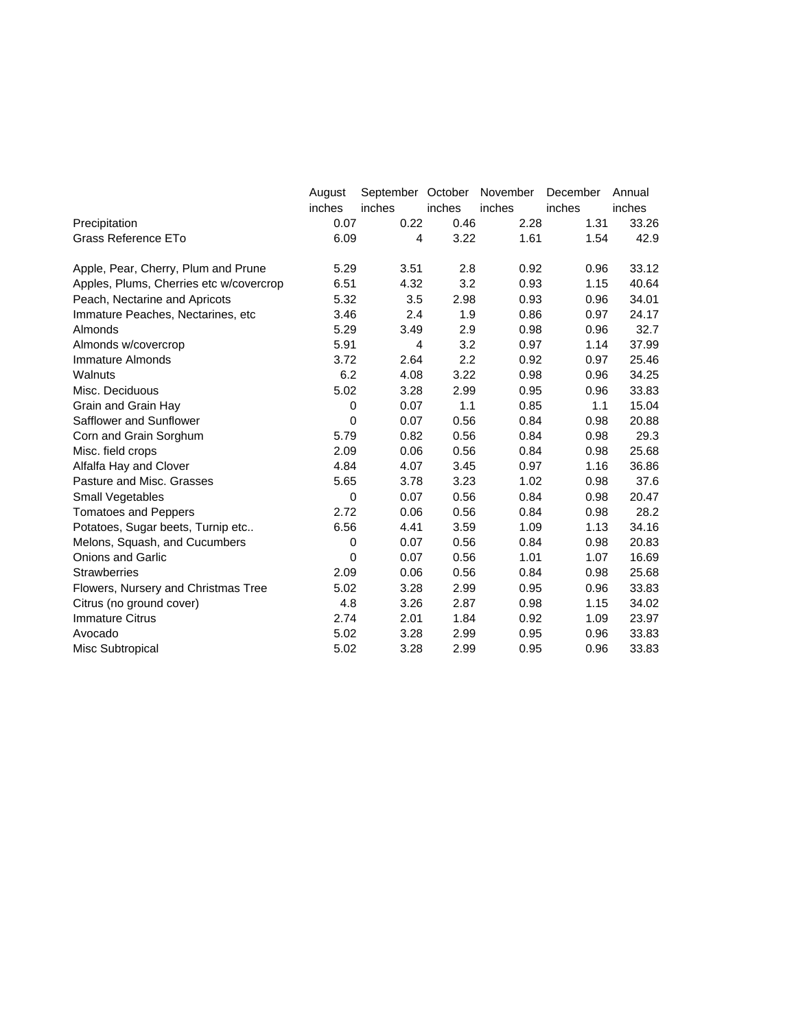| | August inches | September inches | October inches | November inches | December inches | Annual inches |
|---|---|---|---|---|---|---|
| Precipitation | 0.07 | 0.22 | 0.46 | 2.28 | 1.31 | 33.26 |
| Grass Reference ETo | 6.09 | 4 | 3.22 | 1.61 | 1.54 | 42.9 |
| | | | | | | |
| Apple, Pear, Cherry, Plum and Prune | 5.29 | 3.51 | 2.8 | 0.92 | 0.96 | 33.12 |
| Apples, Plums, Cherries etc w/covercrop | 6.51 | 4.32 | 3.2 | 0.93 | 1.15 | 40.64 |
| Peach, Nectarine and Apricots | 5.32 | 3.5 | 2.98 | 0.93 | 0.96 | 34.01 |
| Immature Peaches, Nectarines, etc | 3.46 | 2.4 | 1.9 | 0.86 | 0.97 | 24.17 |
| Almonds | 5.29 | 3.49 | 2.9 | 0.98 | 0.96 | 32.7 |
| Almonds w/covercrop | 5.91 | 4 | 3.2 | 0.97 | 1.14 | 37.99 |
| Immature Almonds | 3.72 | 2.64 | 2.2 | 0.92 | 0.97 | 25.46 |
| Walnuts | 6.2 | 4.08 | 3.22 | 0.98 | 0.96 | 34.25 |
| Misc. Deciduous | 5.02 | 3.28 | 2.99 | 0.95 | 0.96 | 33.83 |
| Grain and Grain Hay | 0 | 0.07 | 1.1 | 0.85 | 1.1 | 15.04 |
| Safflower and Sunflower | 0 | 0.07 | 0.56 | 0.84 | 0.98 | 20.88 |
| Corn and Grain Sorghum | 5.79 | 0.82 | 0.56 | 0.84 | 0.98 | 29.3 |
| Misc. field crops | 2.09 | 0.06 | 0.56 | 0.84 | 0.98 | 25.68 |
| Alfalfa Hay and Clover | 4.84 | 4.07 | 3.45 | 0.97 | 1.16 | 36.86 |
| Pasture and Misc. Grasses | 5.65 | 3.78 | 3.23 | 1.02 | 0.98 | 37.6 |
| Small Vegetables | 0 | 0.07 | 0.56 | 0.84 | 0.98 | 20.47 |
| Tomatoes and Peppers | 2.72 | 0.06 | 0.56 | 0.84 | 0.98 | 28.2 |
| Potatoes, Sugar beets, Turnip etc.. | 6.56 | 4.41 | 3.59 | 1.09 | 1.13 | 34.16 |
| Melons, Squash, and Cucumbers | 0 | 0.07 | 0.56 | 0.84 | 0.98 | 20.83 |
| Onions and Garlic | 0 | 0.07 | 0.56 | 1.01 | 1.07 | 16.69 |
| Strawberries | 2.09 | 0.06 | 0.56 | 0.84 | 0.98 | 25.68 |
| Flowers, Nursery and Christmas Tree | 5.02 | 3.28 | 2.99 | 0.95 | 0.96 | 33.83 |
| Citrus (no ground cover) | 4.8 | 3.26 | 2.87 | 0.98 | 1.15 | 34.02 |
| Immature Citrus | 2.74 | 2.01 | 1.84 | 0.92 | 1.09 | 23.97 |
| Avocado | 5.02 | 3.28 | 2.99 | 0.95 | 0.96 | 33.83 |
| Misc Subtropical | 5.02 | 3.28 | 2.99 | 0.95 | 0.96 | 33.83 |